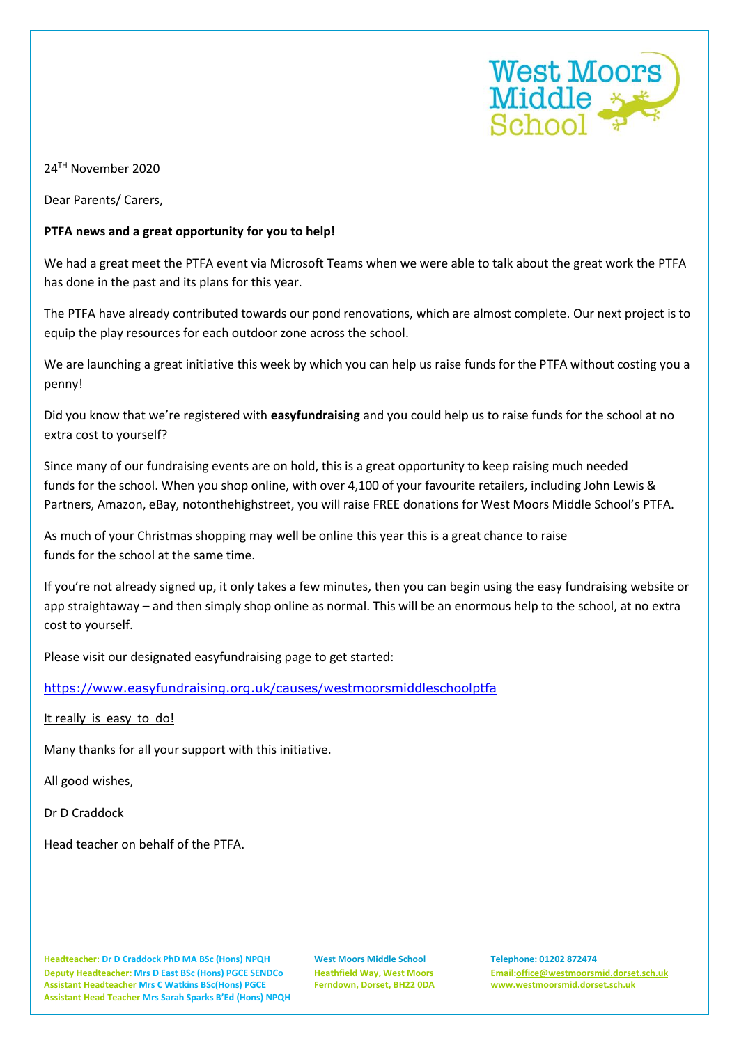West Moors Middle School

24TH November 2020

Dear Parents/ Carers,

**PTFA news and a great opportunity for you to help!**

We had a great meet the PTFA event via Microsoft Teams when we were able to talk about the great work the PTFA has done in the past and its plans for this year.

The PTFA have already contributed towards our pond renovations, which are almost complete. Our next project is to equip the play resources for each outdoor zone across the school.

We are launching a great initiative this week by which you can help us raise funds for the PTFA without costing you a penny!

Did you know that we're registered with **easyfundraising** and you could help us to raise funds for the school at no extra cost to yourself?

Since many of our fundraising events are on hold, this is a great opportunity to keep raising much needed funds for the school. When you shop online, with over 4,100 of your favourite retailers, including John Lewis & Partners, Amazon, eBay, notonthehighstreet, you will raise FREE donations for West Moors Middle School's PTFA.

As much of your Christmas shopping may well be online this year this is a great chance to raise funds for the school at the same time.

If you're not already signed up, it only takes a few minutes, then you can begin using the easy fundraising website or app straightaway – and then simply shop online as normal. This will be an enormous help to the school, at no extra cost to yourself.

Please visit our designated easyfundraising page to get started:

https://www.easyfundraising.org.uk/causes/westmoorsmiddleschoolptfa

It really is easy to do!

Many thanks for all your support with this initiative.

All good wishes,

Dr D Craddock

Head teacher on behalf of the PTFA.

Headteacher: Dr D Craddock PhD MA BSc (Hons) NPQH
Deputy Headteacher: Mrs D East BSc (Hons) PGCE SENDCo
Assistant Headteacher Mrs C Watkins BSc(Hons) PGCE
Assistant Head Teacher Mrs Sarah Sparks B'Ed (Hons) NPQH

West Moors Middle School
Heathfield Way, West Moors
Ferndown, Dorset, BH22 0DA

Telephone: 01202 872474
Email:office@westmoorsmid.dorset.sch.uk
www.westmoorsmid.dorset.sch.uk